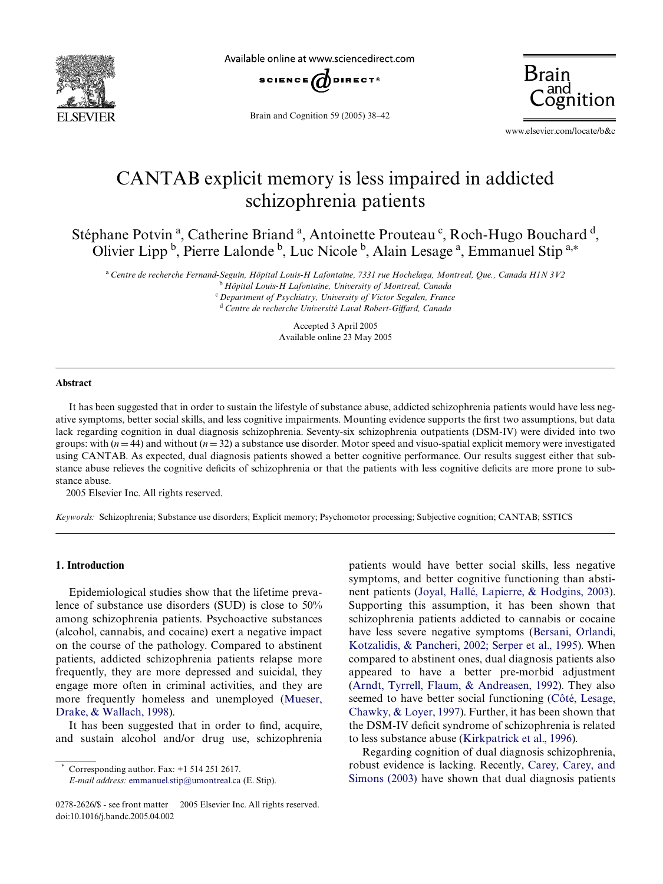# CANTAB explicit memory is less impaired in addicted schizophrenia patients

Stéphane Potvin [a], Catherine Briand [a], Antoinette Prouteau [c], Roch-Hugo Bouchard [d], Olivier Lipp [b], Pierre Lalonde [b], Luc Nicole [b], Alain Lesage [a], Emmanuel Stip [a,*]

[a] Centre de recherche Fernand-Seguin, Hôpital Louis-H Lafontaine, 7331 rue Hochelaga, Montreal, Que., Canada H1N 3V2
[b] Hôpital Louis-H Lafontaine, University of Montreal, Canada
[c] Department of Psychiatry, University of Victor Segalen, France
[d] Centre de recherche Université Laval Robert-Giffard, Canada

Accepted 3 April 2005
Available online 23 May 2005

## Abstract

It has been suggested that in order to sustain the lifestyle of substance abuse, addicted schizophrenia patients would have less negative symptoms, better social skills, and less cognitive impairments. Mounting evidence supports the first two assumptions, but data lack regarding cognition in dual diagnosis schizophrenia. Seventy-six schizophrenia outpatients (DSM-IV) were divided into two groups: with ($n = 44$) and without ($n = 32$) a substance use disorder. Motor speed and visuo-spatial explicit memory were investigated using CANTAB. As expected, dual diagnosis patients showed a better cognitive performance. Our results suggest either that substance abuse relieves the cognitive deficits of schizophrenia or that the patients with less cognitive deficits are more prone to substance abuse.

2005 Elsevier Inc. All rights reserved.

*Keywords:* Schizophrenia; Substance use disorders; Explicit memory; Psychomotor processing; Subjective cognition; CANTAB; SSTICS

## 1. Introduction

Epidemiological studies show that the lifetime prevalence of substance use disorders (SUD) is close to 50% among schizophrenia patients. Psychoactive substances (alcohol, cannabis, and cocaine) exert a negative impact on the course of the pathology. Compared to abstinent patients, addicted schizophrenia patients relapse more frequently, they are more depressed and suicidal, they engage more often in criminal activities, and they are more frequently homeless and unemployed (Mueser, Drake, & Wallach, 1998).

It has been suggested that in order to find, acquire, and sustain alcohol and/or drug use, schizophrenia patients would have better social skills, less negative symptoms, and better cognitive functioning than abstinent patients (Joyal, Hallé, Lapierre, & Hodgins, 2003). Supporting this assumption, it has been shown that schizophrenia patients addicted to cannabis or cocaine have less severe negative symptoms (Bersani, Orlandi, Kotzalidis, & Pancheri, 2002; Serper et al., 1995). When compared to abstinent ones, dual diagnosis patients also appeared to have a better pre-morbid adjustment (Arndt, Tyrrell, Flaum, & Andreasen, 1992). They also seemed to have better social functioning (Côté, Lesage, Chawky, & Loyer, 1997). Further, it has been shown that the DSM-IV deficit syndrome of schizophrenia is related to less substance abuse (Kirkpatrick et al., 1996).

Regarding cognition of dual diagnosis schizophrenia, robust evidence is lacking. Recently, Carey, Carey, and Simons (2003) have shown that dual diagnosis patients

* Corresponding author. Fax: +1 514 251 2617.
*E-mail address:* emmanuel.stip@umontreal.ca (E. Stip).

0278-2626/$ - see front matter 2005 Elsevier Inc. All rights reserved.
doi:10.1016/j.bandc.2005.04.002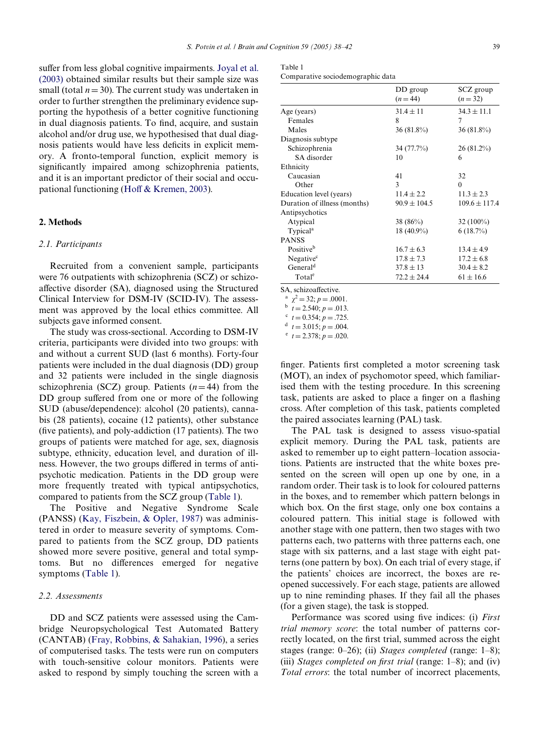suffer from less global cognitive impairments. Joyal et al. (2003) obtained similar results but their sample size was small (total $n = 30$). The current study was undertaken in order to further strengthen the preliminary evidence supporting the hypothesis of a better cognitive functioning in dual diagnosis patients. To find, acquire, and sustain alcohol and/or drug use, we hypothesised that dual diagnosis patients would have less deficits in explicit memory. A fronto-temporal function, explicit memory is significantly impaired among schizophrenia patients, and it is an important predictor of their social and occupational functioning (Hoff & Kremen, 2003).

## 2. Methods

### 2.1. Participants

Recruited from a convenient sample, participants were 76 outpatients with schizophrenia (SCZ) or schizoaffective disorder (SA), diagnosed using the Structured Clinical Interview for DSM-IV (SCID-IV). The assessment was approved by the local ethics committee. All subjects gave informed consent.

The study was cross-sectional. According to DSM-IV criteria, participants were divided into two groups: with and without a current SUD (last 6 months). Forty-four patients were included in the dual diagnosis (DD) group and 32 patients were included in the single diagnosis schizophrenia (SCZ) group. Patients ($n = 44$) from the DD group suffered from one or more of the following SUD (abuse/dependence): alcohol (20 patients), cannabis (28 patients), cocaine (12 patients), other substance (five patients), and poly-addiction (17 patients). The two groups of patients were matched for age, sex, diagnosis subtype, ethnicity, education level, and duration of illness. However, the two groups differed in terms of antipsychotic medication. Patients in the DD group were more frequently treated with typical antipsychotics, compared to patients from the SCZ group (Table 1).

The Positive and Negative Syndrome Scale (PANSS) (Kay, Fiszbein, & Opler, 1987) was administered in order to measure severity of symptoms. Compared to patients from the SCZ group, DD patients showed more severe positive, general and total symptoms. But no differences emerged for negative symptoms (Table 1).

### 2.2. Assessments

DD and SCZ patients were assessed using the Cambridge Neuropsychological Test Automated Battery (CANTAB) (Fray, Robbins, & Sahakian, 1996), a series of computerised tasks. The tests were run on computers with touch-sensitive colour monitors. Patients were asked to respond by simply touching the screen with a finger. Patients first completed a motor screening task (MOT), an index of psychomotor speed, which familiarised them with the testing procedure. In this screening task, patients are asked to place a finger on a flashing cross. After completion of this task, patients completed the paired associates learning (PAL) task.

Table 1
Comparative sociodemographic data

| | DD group ($n = 44$) | SCZ group ($n = 32$) |
|---|---|---|
| Age (years) | 31.4 ± 11 | 34.3 ± 11.1 |
| Females | 8 | 7 |
| Males | 36 (81.8%) | 36 (81.8%) |
| Diagnosis subtype | | |
| Schizophrenia | 34 (77.7%) | 26 (81.2%) |
| SA disorder | 10 | 6 |
| Ethnicity | | |
| Caucasian | 41 | 32 |
| Other | 3 | 0 |
| Education level (years) | 11.4 ± 2.2 | 11.3 ± 2.3 |
| Duration of illness (months) | 90.9 ± 104.5 | 109.6 ± 117.4 |
| Antipsychotics | | |
| Atypical | 38 (86%) | 32 (100%) |
| Typical[a] | 18 (40.9%) | 6 (18.7%) |
| PANSS | | |
| Positive[b] | 16.7 ± 6.3 | 13.4 ± 4.9 |
| Negative[c] | 17.8 ± 7.3 | 17.2 ± 6.8 |
| General[d] | 37.8 ± 13 | 30.4 ± 8.2 |
| Total[e] | 72.2 ± 24.4 | 61 ± 16.6 |

SA, schizoaffective.
[a] $\chi^2 = 32$; $p = .0001$.
[b] $t = 2.540$; $p = .013$.
[c] $t = 0.354$; $p = .725$.
[d] $t = 3.015$; $p = .004$.
[e] $t = 2.378$; $p = .020$.

The PAL task is designed to assess visuo-spatial explicit memory. During the PAL task, patients are asked to remember up to eight pattern–location associations. Patients are instructed that the white boxes presented on the screen will open up one by one, in a random order. Their task is to look for coloured patterns in the boxes, and to remember which pattern belongs in which box. On the first stage, only one box contains a coloured pattern. This initial stage is followed with another stage with one pattern, then two stages with two patterns each, two patterns with three patterns each, one stage with six patterns, and a last stage with eight patterns (one pattern by box). On each trial of every stage, if the patients' choices are incorrect, the boxes are re-opened successively. For each stage, patients are allowed up to nine reminding phases. If they fail all the phases (for a given stage), the task is stopped.

Performance was scored using five indices: (i) *First trial memory score*: the total number of patterns correctly located, on the first trial, summed across the eight stages (range: 0–26); (ii) *Stages completed* (range: 1–8); (iii) *Stages completed on first trial* (range: 1–8); and (iv) *Total errors*: the total number of incorrect placements,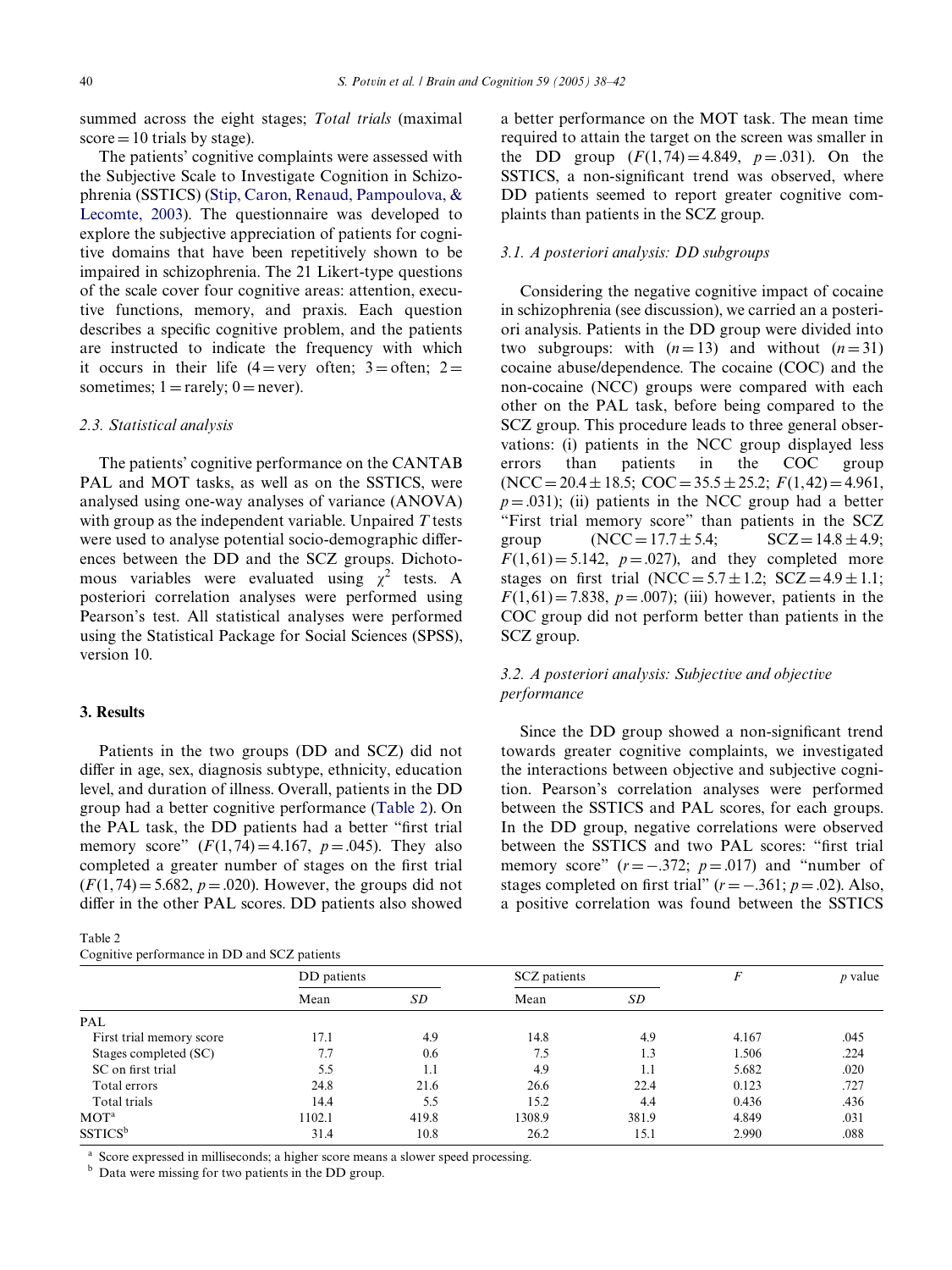summed across the eight stages; *Total trials* (maximal score = 10 trials by stage).

The patients' cognitive complaints were assessed with the Subjective Scale to Investigate Cognition in Schizophrenia (SSTICS) (Stip, Caron, Renaud, Pampoulova, & Lecomte, 2003). The questionnaire was developed to explore the subjective appreciation of patients for cognitive domains that have been repetitively shown to be impaired in schizophrenia. The 21 Likert-type questions of the scale cover four cognitive areas: attention, executive functions, memory, and praxis. Each question describes a specific cognitive problem, and the patients are instructed to indicate the frequency with which it occurs in their life (4 = very often; 3 = often; 2 = sometimes; 1 = rarely; 0 = never).

### *2.3. Statistical analysis*

The patients' cognitive performance on the CANTAB PAL and MOT tasks, as well as on the SSTICS, were analysed using one-way analyses of variance (ANOVA) with group as the independent variable. Unpaired *T* tests were used to analyse potential socio-demographic differences between the DD and the SCZ groups. Dichotomous variables were evaluated using $\chi^2$ tests. A posteriori correlation analyses were performed using Pearson's test. All statistical analyses were performed using the Statistical Package for Social Sciences (SPSS), version 10.

## 3. Results

Patients in the two groups (DD and SCZ) did not differ in age, sex, diagnosis subtype, ethnicity, education level, and duration of illness. Overall, patients in the DD group had a better cognitive performance (Table 2). On the PAL task, the DD patients had a better "first trial memory score" ($F(1,74) = 4.167$, $p = .045$). They also completed a greater number of stages on the first trial ($F(1,74) = 5.682$, $p = .020$). However, the groups did not differ in the other PAL scores. DD patients also showed a better performance on the MOT task. The mean time required to attain the target on the screen was smaller in the DD group ($F(1,74) = 4.849$, $p = .031$). On the SSTICS, a non-significant trend was observed, where DD patients seemed to report greater cognitive complaints than patients in the SCZ group.

### *3.1. A posteriori analysis: DD subgroups*

Considering the negative cognitive impact of cocaine in schizophrenia (see discussion), we carried an a posteriori analysis. Patients in the DD group were divided into two subgroups: with ($n = 13$) and without ($n = 31$) cocaine abuse/dependence. The cocaine (COC) and the non-cocaine (NCC) groups were compared with each other on the PAL task, before being compared to the SCZ group. This procedure leads to three general observations: (i) patients in the NCC group displayed less errors than patients in the COC group (NCC = 20.4 ± 18.5; COC = 35.5 ± 25.2; $F(1,42) = 4.961$, $p = .031$); (ii) patients in the NCC group had a better "First trial memory score" than patients in the SCZ group (NCC = 17.7 ± 5.4; SCZ = 14.8 ± 4.9; $F(1,61) = 5.142$, $p = .027$), and they completed more stages on first trial (NCC = 5.7 ± 1.2; SCZ = 4.9 ± 1.1; $F(1,61) = 7.838$, $p = .007$); (iii) however, patients in the COC group did not perform better than patients in the SCZ group.

### *3.2. A posteriori analysis: Subjective and objective performance*

Since the DD group showed a non-significant trend towards greater cognitive complaints, we investigated the interactions between objective and subjective cognition. Pearson's correlation analyses were performed between the SSTICS and PAL scores, for each groups. In the DD group, negative correlations were observed between the SSTICS and two PAL scores: "first trial memory score" ($r = -.372$; $p = .017$) and "number of stages completed on first trial" ($r = -.361$; $p = .02$). Also, a positive correlation was found between the SSTICS

Table 2
Cognitive performance in DD and SCZ patients

| | DD patients | | SCZ patients | | *F* | *p* value |
|---|---|---|---|---|---|---|
| | Mean | *SD* | Mean | *SD* | | |
| PAL | | | | | | |
| First trial memory score | 17.1 | 4.9 | 14.8 | 4.9 | 4.167 | .045 |
| Stages completed (SC) | 7.7 | 0.6 | 7.5 | 1.3 | 1.506 | .224 |
| SC on first trial | 5.5 | 1.1 | 4.9 | 1.1 | 5.682 | .020 |
| Total errors | 24.8 | 21.6 | 26.6 | 22.4 | 0.123 | .727 |
| Total trials | 14.4 | 5.5 | 15.2 | 4.4 | 0.436 | .436 |
| MOT[a] | 1102.1 | 419.8 | 1308.9 | 381.9 | 4.849 | .031 |
| SSTICS[b] | 31.4 | 10.8 | 26.2 | 15.1 | 2.990 | .088 |

[a] Score expressed in milliseconds; a higher score means a slower speed processing.
[b] Data were missing for two patients in the DD group.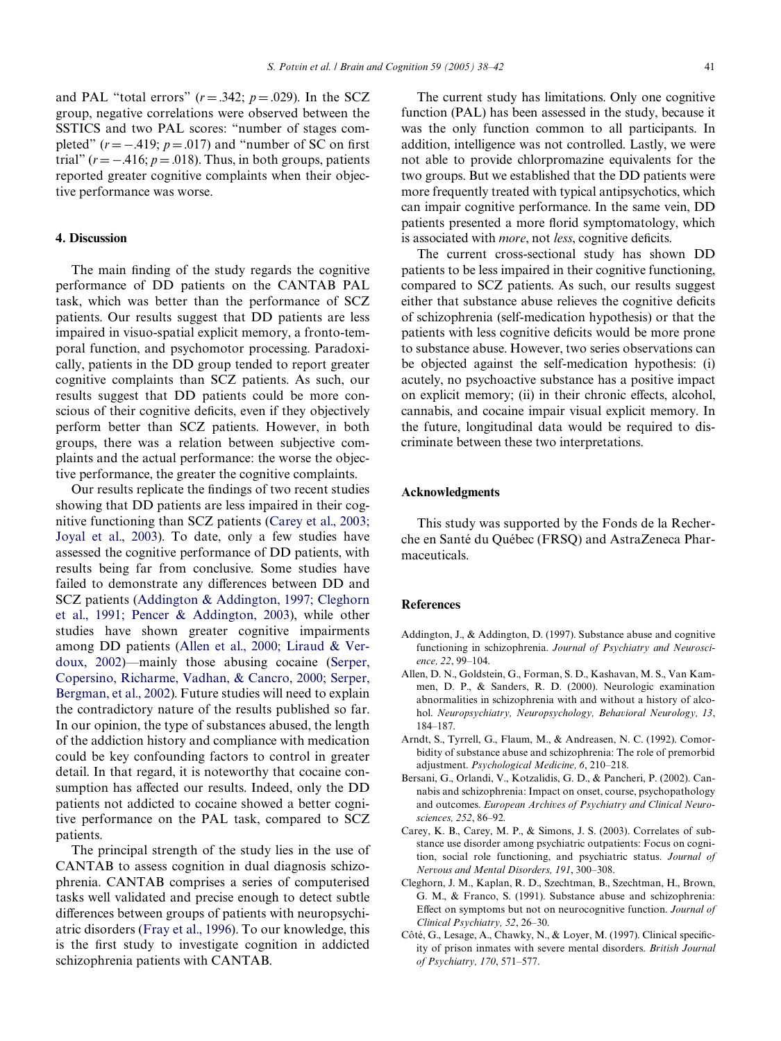and PAL "total errors" ($r = .342$; $p = .029$). In the SCZ group, negative correlations were observed between the SSTICS and two PAL scores: "number of stages completed" ($r = -.419$; $p = .017$) and "number of SC on first trial" ($r = -.416$; $p = .018$). Thus, in both groups, patients reported greater cognitive complaints when their objective performance was worse.

## 4. Discussion

The main finding of the study regards the cognitive performance of DD patients on the CANTAB PAL task, which was better than the performance of SCZ patients. Our results suggest that DD patients are less impaired in visuo-spatial explicit memory, a fronto-temporal function, and psychomotor processing. Paradoxically, patients in the DD group tended to report greater cognitive complaints than SCZ patients. As such, our results suggest that DD patients could be more conscious of their cognitive deficits, even if they objectively perform better than SCZ patients. However, in both groups, there was a relation between subjective complaints and the actual performance: the worse the objective performance, the greater the cognitive complaints.

Our results replicate the findings of two recent studies showing that DD patients are less impaired in their cognitive functioning than SCZ patients (Carey et al., 2003; Joyal et al., 2003). To date, only a few studies have assessed the cognitive performance of DD patients, with results being far from conclusive. Some studies have failed to demonstrate any differences between DD and SCZ patients (Addington & Addington, 1997; Cleghorn et al., 1991; Pencer & Addington, 2003), while other studies have shown greater cognitive impairments among DD patients (Allen et al., 2000; Liraud & Verdoux, 2002)—mainly those abusing cocaine (Serper, Copersino, Richarme, Vadhan, & Cancro, 2000; Serper, Bergman, et al., 2002). Future studies will need to explain the contradictory nature of the results published so far. In our opinion, the type of substances abused, the length of the addiction history and compliance with medication could be key confounding factors to control in greater detail. In that regard, it is noteworthy that cocaine consumption has affected our results. Indeed, only the DD patients not addicted to cocaine showed a better cognitive performance on the PAL task, compared to SCZ patients.

The principal strength of the study lies in the use of CANTAB to assess cognition in dual diagnosis schizophrenia. CANTAB comprises a series of computerised tasks well validated and precise enough to detect subtle differences between groups of patients with neuropsychiatric disorders (Fray et al., 1996). To our knowledge, this is the first study to investigate cognition in addicted schizophrenia patients with CANTAB.

The current study has limitations. Only one cognitive function (PAL) has been assessed in the study, because it was the only function common to all participants. In addition, intelligence was not controlled. Lastly, we were not able to provide chlorpromazine equivalents for the two groups. But we established that the DD patients were more frequently treated with typical antipsychotics, which can impair cognitive performance. In the same vein, DD patients presented a more florid symptomatology, which is associated with *more*, not *less*, cognitive deficits.

The current cross-sectional study has shown DD patients to be less impaired in their cognitive functioning, compared to SCZ patients. As such, our results suggest either that substance abuse relieves the cognitive deficits of schizophrenia (self-medication hypothesis) or that the patients with less cognitive deficits would be more prone to substance abuse. However, two series observations can be objected against the self-medication hypothesis: (i) acutely, no psychoactive substance has a positive impact on explicit memory; (ii) in their chronic effects, alcohol, cannabis, and cocaine impair visual explicit memory. In the future, longitudinal data would be required to discriminate between these two interpretations.

## Acknowledgments

This study was supported by the Fonds de la Recherche en Santé du Québec (FRSQ) and AstraZeneca Pharmaceuticals.

## References

Addington, J., & Addington, D. (1997). Substance abuse and cognitive functioning in schizophrenia. *Journal of Psychiatry and Neuroscience, 22*, 99–104.

Allen, D. N., Goldstein, G., Forman, S. D., Kashavan, M. S., Van Kammen, D. P., & Sanders, R. D. (2000). Neurologic examination abnormalities in schizophrenia with and without a history of alcohol. *Neuropsychiatry, Neuropsychology, Behavioral Neurology, 13*, 184–187.

Arndt, S., Tyrrell, G., Flaum, M., & Andreasen, N. C. (1992). Comorbidity of substance abuse and schizophrenia: The role of premorbid adjustment. *Psychological Medicine, 6*, 210–218.

Bersani, G., Orlandi, V., Kotzalidis, G. D., & Pancheri, P. (2002). Cannabis and schizophrenia: Impact on onset, course, psychopathology and outcomes. *European Archives of Psychiatry and Clinical Neurosciences, 252*, 86–92.

Carey, K. B., Carey, M. P., & Simons, J. S. (2003). Correlates of substance use disorder among psychiatric outpatients: Focus on cognition, social role functioning, and psychiatric status. *Journal of Nervous and Mental Disorders, 191*, 300–308.

Cleghorn, J. M., Kaplan, R. D., Szechtman, B., Szechtman, H., Brown, G. M., & Franco, S. (1991). Substance abuse and schizophrenia: Effect on symptoms but not on neurocognitive function. *Journal of Clinical Psychiatry, 52*, 26–30.

Côté, G., Lesage, A., Chawky, N., & Loyer, M. (1997). Clinical specificity of prison inmates with severe mental disorders. *British Journal of Psychiatry, 170*, 571–577.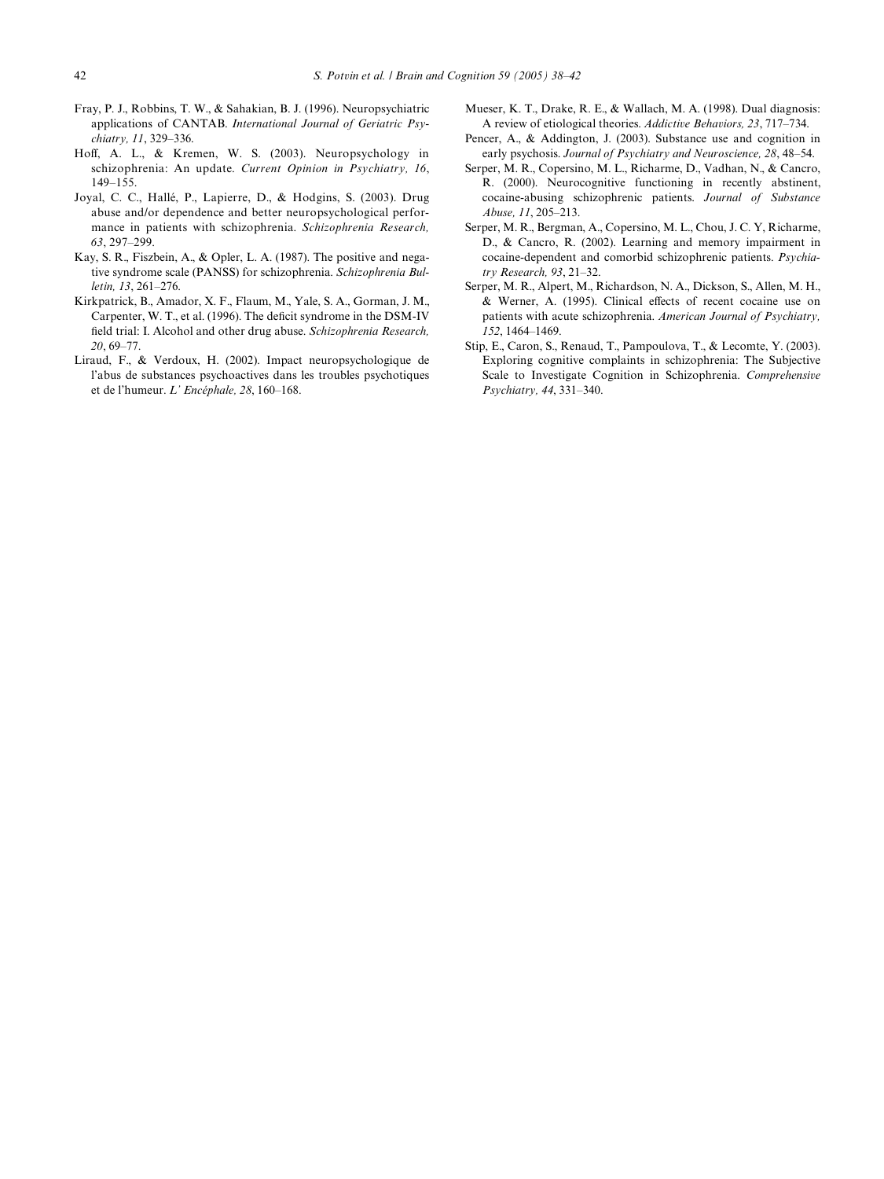Fray, P. J., Robbins, T. W., & Sahakian, B. J. (1996). Neuropsychiatric applications of CANTAB. *International Journal of Geriatric Psychiatry, 11*, 329–336.

Hoff, A. L., & Kremen, W. S. (2003). Neuropsychology in schizophrenia: An update. *Current Opinion in Psychiatry, 16*, 149–155.

Joyal, C. C., Hallé, P., Lapierre, D., & Hodgins, S. (2003). Drug abuse and/or dependence and better neuropsychological performance in patients with schizophrenia. *Schizophrenia Research, 63*, 297–299.

Kay, S. R., Fiszbein, A., & Opler, L. A. (1987). The positive and negative syndrome scale (PANSS) for schizophrenia. *Schizophrenia Bulletin, 13*, 261–276.

Kirkpatrick, B., Amador, X. F., Flaum, M., Yale, S. A., Gorman, J. M., Carpenter, W. T., et al. (1996). The deficit syndrome in the DSM-IV field trial: I. Alcohol and other drug abuse. *Schizophrenia Research, 20*, 69–77.

Liraud, F., & Verdoux, H. (2002). Impact neuropsychologique de l'abus de substances psychoactives dans les troubles psychotiques et de l'humeur. *L' Encéphale, 28*, 160–168.

Mueser, K. T., Drake, R. E., & Wallach, M. A. (1998). Dual diagnosis: A review of etiological theories. *Addictive Behaviors, 23*, 717–734.

Pencer, A., & Addington, J. (2003). Substance use and cognition in early psychosis. *Journal of Psychiatry and Neuroscience, 28*, 48–54.

Serper, M. R., Copersino, M. L., Richarme, D., Vadhan, N., & Cancro, R. (2000). Neurocognitive functioning in recently abstinent, cocaine-abusing schizophrenic patients. *Journal of Substance Abuse, 11*, 205–213.

Serper, M. R., Bergman, A., Copersino, M. L., Chou, J. C. Y, Richarme, D., & Cancro, R. (2002). Learning and memory impairment in cocaine-dependent and comorbid schizophrenic patients. *Psychiatry Research, 93*, 21–32.

Serper, M. R., Alpert, M., Richardson, N. A., Dickson, S., Allen, M. H., & Werner, A. (1995). Clinical effects of recent cocaine use on patients with acute schizophrenia. *American Journal of Psychiatry, 152*, 1464–1469.

Stip, E., Caron, S., Renaud, T., Pampoulova, T., & Lecomte, Y. (2003). Exploring cognitive complaints in schizophrenia: The Subjective Scale to Investigate Cognition in Schizophrenia. *Comprehensive Psychiatry, 44*, 331–340.